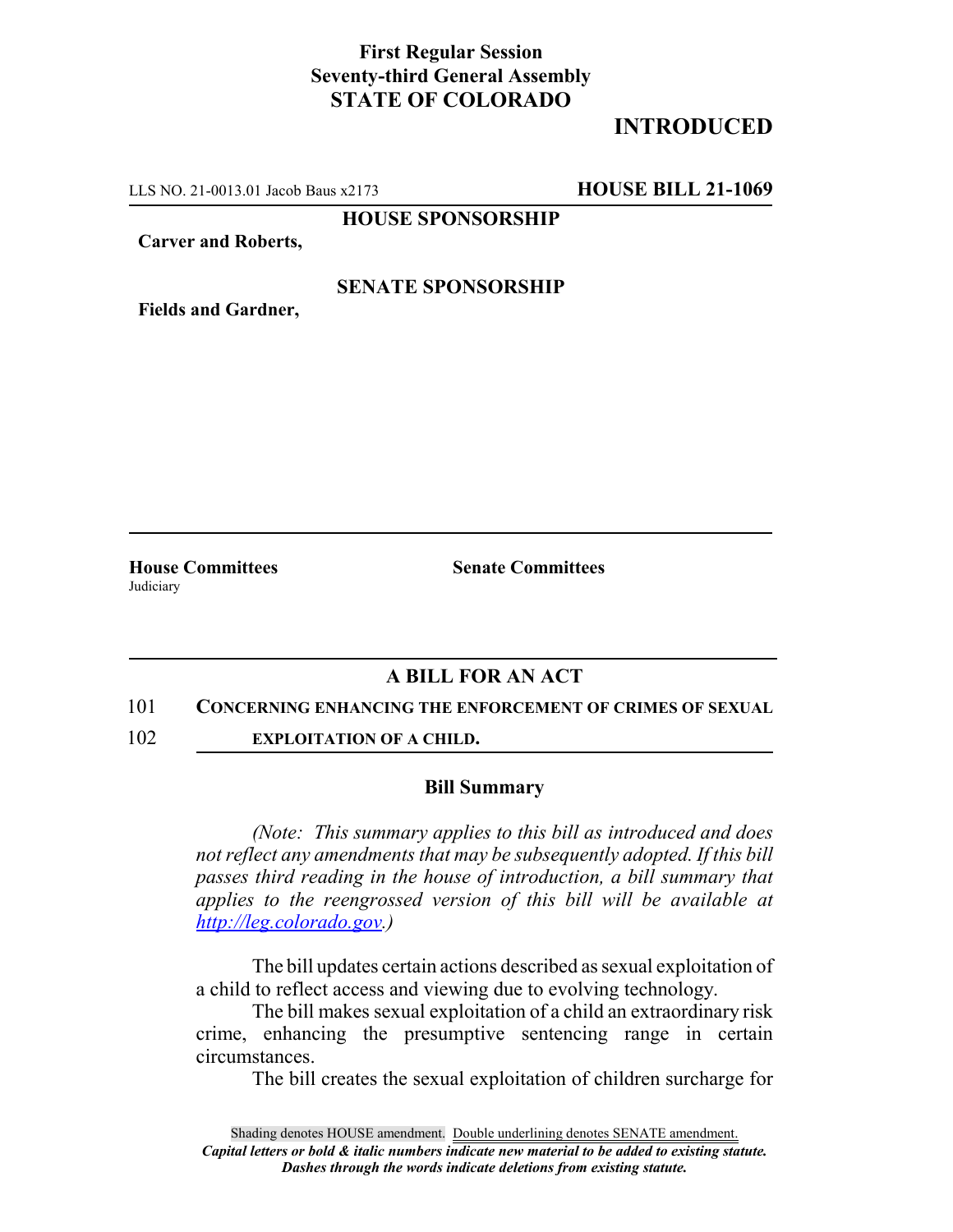**First Regular Session**
**Seventy-third General Assembly**
**STATE OF COLORADO**

# INTRODUCED

LLS NO. 21-0013.01 Jacob Baus x2173 **HOUSE BILL 21-1069**

**HOUSE SPONSORSHIP**

**Carver and Roberts,**

**SENATE SPONSORSHIP**

**Fields and Gardner,**

**House Committees**
Judiciary

**Senate Committees**

## A BILL FOR AN ACT

101 **CONCERNING ENHANCING THE ENFORCEMENT OF CRIMES OF SEXUAL**
102 **EXPLOITATION OF A CHILD.**

### Bill Summary

*(Note: This summary applies to this bill as introduced and does not reflect any amendments that may be subsequently adopted. If this bill passes third reading in the house of introduction, a bill summary that applies to the reengrossed version of this bill will be available at http://leg.colorado.gov.)*

The bill updates certain actions described as sexual exploitation of a child to reflect access and viewing due to evolving technology.

The bill makes sexual exploitation of a child an extraordinary risk crime, enhancing the presumptive sentencing range in certain circumstances.

The bill creates the sexual exploitation of children surcharge for

Shading denotes HOUSE amendment. Double underlining denotes SENATE amendment.
*Capital letters or bold & italic numbers indicate new material to be added to existing statute.*
*Dashes through the words indicate deletions from existing statute.*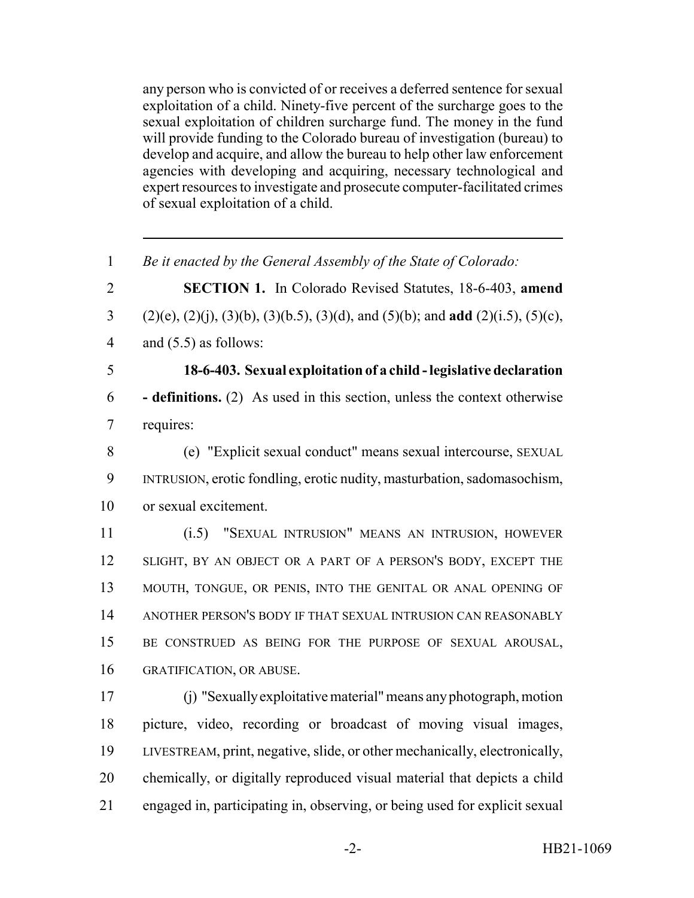any person who is convicted of or receives a deferred sentence for sexual exploitation of a child. Ninety-five percent of the surcharge goes to the sexual exploitation of children surcharge fund. The money in the fund will provide funding to the Colorado bureau of investigation (bureau) to develop and acquire, and allow the bureau to help other law enforcement agencies with developing and acquiring, necessary technological and expert resources to investigate and prosecute computer-facilitated crimes of sexual exploitation of a child.

---

1 *Be it enacted by the General Assembly of the State of Colorado:*

2 **SECTION 1.** In Colorado Revised Statutes, 18-6-403, **amend**
3 (2)(e), (2)(j), (3)(b), (3)(b.5), (3)(d), and (5)(b); and **add** (2)(i.5), (5)(c),
4 and (5.5) as follows:

5 **18-6-403. Sexual exploitation of a child - legislative declaration**
6 **- definitions.** (2) As used in this section, unless the context otherwise
7 requires:

8 (e) "Explicit sexual conduct" means sexual intercourse, SEXUAL
9 INTRUSION, erotic fondling, erotic nudity, masturbation, sadomasochism,
10 or sexual excitement.

11 (i.5) "SEXUAL INTRUSION" MEANS AN INTRUSION, HOWEVER
12 SLIGHT, BY AN OBJECT OR A PART OF A PERSON'S BODY, EXCEPT THE
13 MOUTH, TONGUE, OR PENIS, INTO THE GENITAL OR ANAL OPENING OF
14 ANOTHER PERSON'S BODY IF THAT SEXUAL INTRUSION CAN REASONABLY
15 BE CONSTRUED AS BEING FOR THE PURPOSE OF SEXUAL AROUSAL,
16 GRATIFICATION, OR ABUSE.

17 (j) "Sexually exploitative material" means any photograph, motion
18 picture, video, recording or broadcast of moving visual images,
19 LIVESTREAM, print, negative, slide, or other mechanically, electronically,
20 chemically, or digitally reproduced visual material that depicts a child
21 engaged in, participating in, observing, or being used for explicit sexual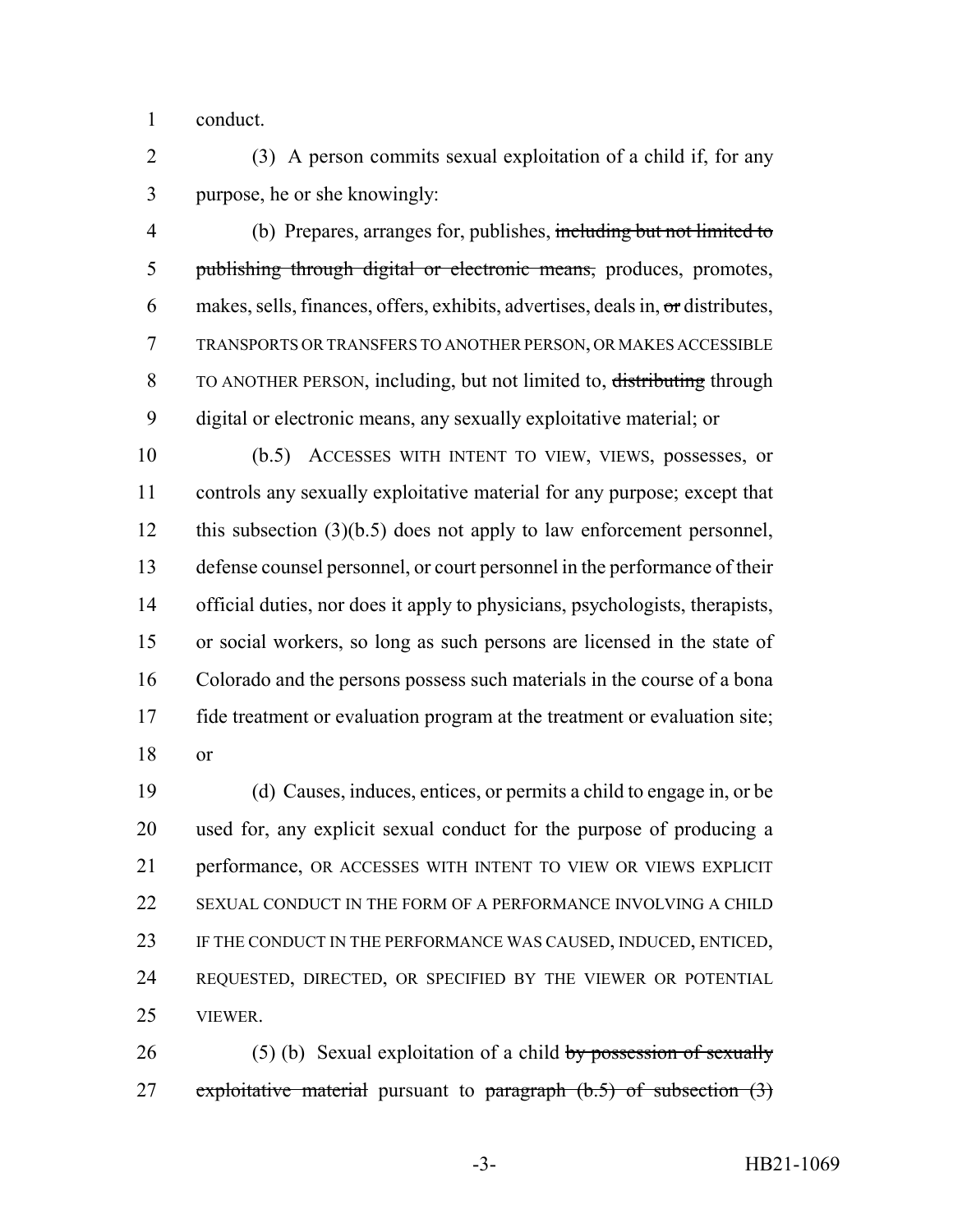conduct.

(3) A person commits sexual exploitation of a child if, for any purpose, he or she knowingly:

(b) Prepares, arranges for, publishes, ~~including but not limited to publishing through digital or electronic means,~~ produces, promotes, makes, sells, finances, offers, exhibits, advertises, deals in, ~~or~~ distributes, TRANSPORTS OR TRANSFERS TO ANOTHER PERSON, OR MAKES ACCESSIBLE TO ANOTHER PERSON, including, but not limited to, ~~distributing~~ through digital or electronic means, any sexually exploitative material; or

(b.5) ACCESSES WITH INTENT TO VIEW, VIEWS, possesses, or controls any sexually exploitative material for any purpose; except that this subsection (3)(b.5) does not apply to law enforcement personnel, defense counsel personnel, or court personnel in the performance of their official duties, nor does it apply to physicians, psychologists, therapists, or social workers, so long as such persons are licensed in the state of Colorado and the persons possess such materials in the course of a bona fide treatment or evaluation program at the treatment or evaluation site; or

(d) Causes, induces, entices, or permits a child to engage in, or be used for, any explicit sexual conduct for the purpose of producing a performance, OR ACCESSES WITH INTENT TO VIEW OR VIEWS EXPLICIT SEXUAL CONDUCT IN THE FORM OF A PERFORMANCE INVOLVING A CHILD IF THE CONDUCT IN THE PERFORMANCE WAS CAUSED, INDUCED, ENTICED, REQUESTED, DIRECTED, OR SPECIFIED BY THE VIEWER OR POTENTIAL VIEWER.

(5) (b) Sexual exploitation of a child ~~by possession of sexually exploitative material~~ pursuant to ~~paragraph (b.5) of subsection (3)~~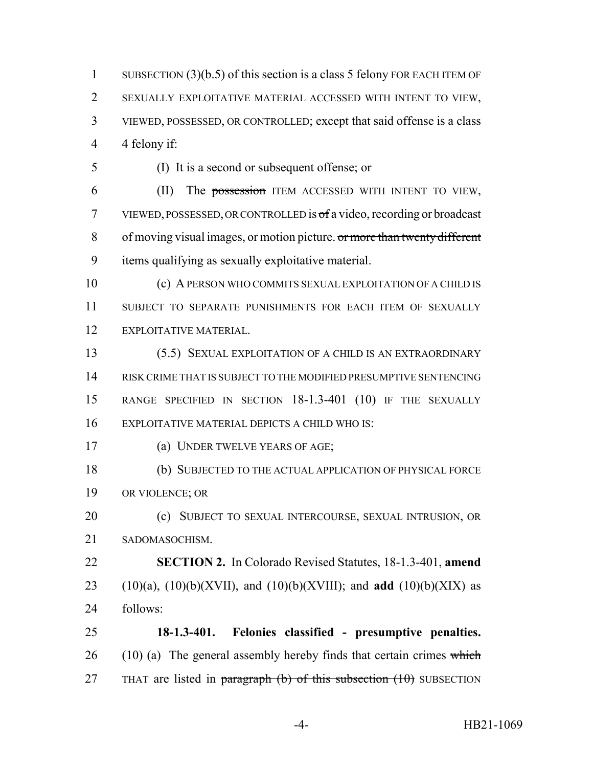SUBSECTION (3)(b.5) of this section is a class 5 felony FOR EACH ITEM OF SEXUALLY EXPLOITATIVE MATERIAL ACCESSED WITH INTENT TO VIEW, VIEWED, POSSESSED, OR CONTROLLED; except that said offense is a class 4 felony if:

(I) It is a second or subsequent offense; or

(II) The ~~possession~~ ITEM ACCESSED WITH INTENT TO VIEW, VIEWED, POSSESSED, OR CONTROLLED is ~~of~~ a video, recording or broadcast of moving visual images, or motion picture. ~~or more than twenty different items qualifying as sexually exploitative material.~~

(c) A PERSON WHO COMMITS SEXUAL EXPLOITATION OF A CHILD IS SUBJECT TO SEPARATE PUNISHMENTS FOR EACH ITEM OF SEXUALLY EXPLOITATIVE MATERIAL.

(5.5) SEXUAL EXPLOITATION OF A CHILD IS AN EXTRAORDINARY RISK CRIME THAT IS SUBJECT TO THE MODIFIED PRESUMPTIVE SENTENCING RANGE SPECIFIED IN SECTION 18-1.3-401 (10) IF THE SEXUALLY EXPLOITATIVE MATERIAL DEPICTS A CHILD WHO IS:

(a) UNDER TWELVE YEARS OF AGE;

(b) SUBJECTED TO THE ACTUAL APPLICATION OF PHYSICAL FORCE OR VIOLENCE; OR

(c) SUBJECT TO SEXUAL INTERCOURSE, SEXUAL INTRUSION, OR SADOMASOCHISM.

**SECTION 2.** In Colorado Revised Statutes, 18-1.3-401, **amend** (10)(a), (10)(b)(XVII), and (10)(b)(XVIII); and **add** (10)(b)(XIX) as follows:

**18-1.3-401. Felonies classified - presumptive penalties.** (10) (a) The general assembly hereby finds that certain crimes ~~which~~ THAT are listed in ~~paragraph (b) of this subsection (10)~~ SUBSECTION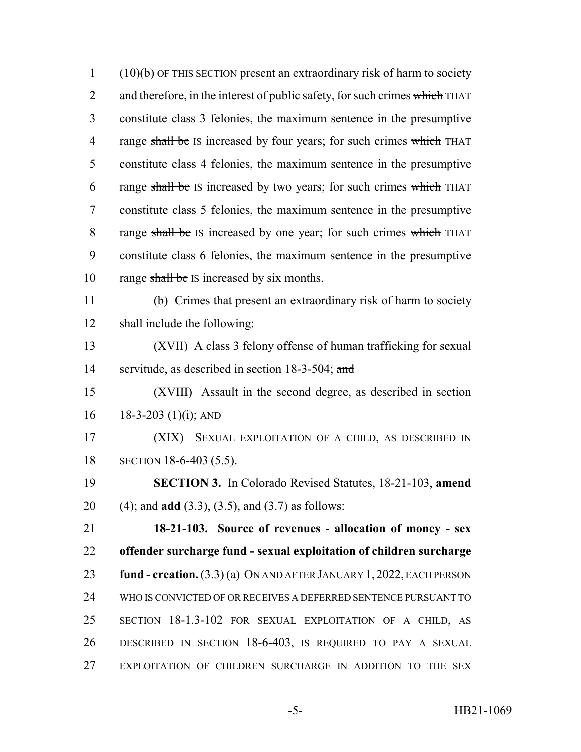(10)(b) OF THIS SECTION present an extraordinary risk of harm to society and therefore, in the interest of public safety, for such crimes ~~which~~ THAT constitute class 3 felonies, the maximum sentence in the presumptive range ~~shall be~~ IS increased by four years; for such crimes ~~which~~ THAT constitute class 4 felonies, the maximum sentence in the presumptive range ~~shall be~~ IS increased by two years; for such crimes ~~which~~ THAT constitute class 5 felonies, the maximum sentence in the presumptive range ~~shall be~~ IS increased by one year; for such crimes ~~which~~ THAT constitute class 6 felonies, the maximum sentence in the presumptive range ~~shall be~~ IS increased by six months.

(b) Crimes that present an extraordinary risk of harm to society ~~shall~~ include the following:

(XVII) A class 3 felony offense of human trafficking for sexual servitude, as described in section 18-3-504; ~~and~~

(XVIII) Assault in the second degree, as described in section 18-3-203 (1)(i); AND

(XIX) SEXUAL EXPLOITATION OF A CHILD, AS DESCRIBED IN SECTION 18-6-403 (5.5).

**SECTION 3.** In Colorado Revised Statutes, 18-21-103, **amend** (4); and **add** (3.3), (3.5), and (3.7) as follows:

**18-21-103. Source of revenues - allocation of money - sex offender surcharge fund - sexual exploitation of children surcharge fund - creation.** (3.3) (a) ON AND AFTER JANUARY 1, 2022, EACH PERSON WHO IS CONVICTED OF OR RECEIVES A DEFERRED SENTENCE PURSUANT TO SECTION 18-1.3-102 FOR SEXUAL EXPLOITATION OF A CHILD, AS DESCRIBED IN SECTION 18-6-403, IS REQUIRED TO PAY A SEXUAL EXPLOITATION OF CHILDREN SURCHARGE IN ADDITION TO THE SEX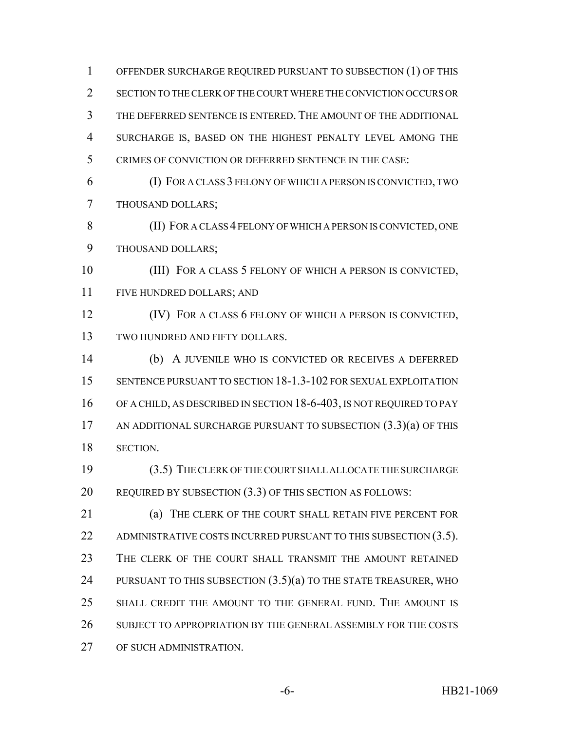OFFENDER SURCHARGE REQUIRED PURSUANT TO SUBSECTION (1) OF THIS SECTION TO THE CLERK OF THE COURT WHERE THE CONVICTION OCCURS OR THE DEFERRED SENTENCE IS ENTERED. THE AMOUNT OF THE ADDITIONAL SURCHARGE IS, BASED ON THE HIGHEST PENALTY LEVEL AMONG THE CRIMES OF CONVICTION OR DEFERRED SENTENCE IN THE CASE:

(I) FOR A CLASS 3 FELONY OF WHICH A PERSON IS CONVICTED, TWO THOUSAND DOLLARS;

(II) FOR A CLASS 4 FELONY OF WHICH A PERSON IS CONVICTED, ONE THOUSAND DOLLARS;

(III) FOR A CLASS 5 FELONY OF WHICH A PERSON IS CONVICTED, FIVE HUNDRED DOLLARS; AND

(IV) FOR A CLASS 6 FELONY OF WHICH A PERSON IS CONVICTED, TWO HUNDRED AND FIFTY DOLLARS.

(b) A JUVENILE WHO IS CONVICTED OR RECEIVES A DEFERRED SENTENCE PURSUANT TO SECTION 18-1.3-102 FOR SEXUAL EXPLOITATION OF A CHILD, AS DESCRIBED IN SECTION 18-6-403, IS NOT REQUIRED TO PAY AN ADDITIONAL SURCHARGE PURSUANT TO SUBSECTION (3.3)(a) OF THIS SECTION.

(3.5) THE CLERK OF THE COURT SHALL ALLOCATE THE SURCHARGE REQUIRED BY SUBSECTION (3.3) OF THIS SECTION AS FOLLOWS:

(a) THE CLERK OF THE COURT SHALL RETAIN FIVE PERCENT FOR ADMINISTRATIVE COSTS INCURRED PURSUANT TO THIS SUBSECTION (3.5). THE CLERK OF THE COURT SHALL TRANSMIT THE AMOUNT RETAINED PURSUANT TO THIS SUBSECTION (3.5)(a) TO THE STATE TREASURER, WHO SHALL CREDIT THE AMOUNT TO THE GENERAL FUND. THE AMOUNT IS SUBJECT TO APPROPRIATION BY THE GENERAL ASSEMBLY FOR THE COSTS OF SUCH ADMINISTRATION.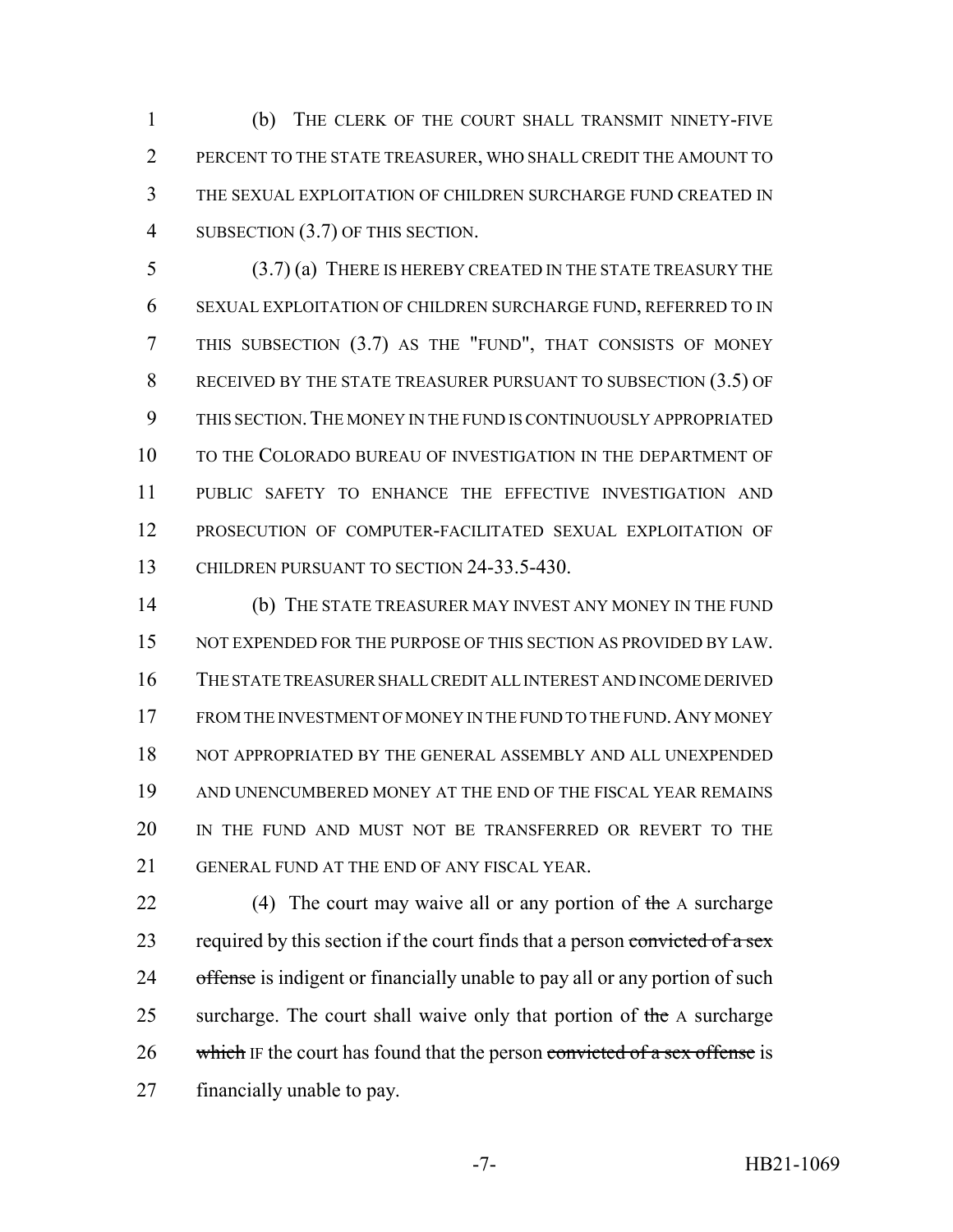(b) THE CLERK OF THE COURT SHALL TRANSMIT NINETY-FIVE PERCENT TO THE STATE TREASURER, WHO SHALL CREDIT THE AMOUNT TO THE SEXUAL EXPLOITATION OF CHILDREN SURCHARGE FUND CREATED IN SUBSECTION (3.7) OF THIS SECTION.

(3.7) (a) THERE IS HEREBY CREATED IN THE STATE TREASURY THE SEXUAL EXPLOITATION OF CHILDREN SURCHARGE FUND, REFERRED TO IN THIS SUBSECTION (3.7) AS THE "FUND", THAT CONSISTS OF MONEY RECEIVED BY THE STATE TREASURER PURSUANT TO SUBSECTION (3.5) OF THIS SECTION. THE MONEY IN THE FUND IS CONTINUOUSLY APPROPRIATED TO THE COLORADO BUREAU OF INVESTIGATION IN THE DEPARTMENT OF PUBLIC SAFETY TO ENHANCE THE EFFECTIVE INVESTIGATION AND PROSECUTION OF COMPUTER-FACILITATED SEXUAL EXPLOITATION OF CHILDREN PURSUANT TO SECTION 24-33.5-430.

(b) THE STATE TREASURER MAY INVEST ANY MONEY IN THE FUND NOT EXPENDED FOR THE PURPOSE OF THIS SECTION AS PROVIDED BY LAW. THE STATE TREASURER SHALL CREDIT ALL INTEREST AND INCOME DERIVED FROM THE INVESTMENT OF MONEY IN THE FUND TO THE FUND. ANY MONEY NOT APPROPRIATED BY THE GENERAL ASSEMBLY AND ALL UNEXPENDED AND UNENCUMBERED MONEY AT THE END OF THE FISCAL YEAR REMAINS IN THE FUND AND MUST NOT BE TRANSFERRED OR REVERT TO THE GENERAL FUND AT THE END OF ANY FISCAL YEAR.

(4) The court may waive all or any portion of ~~the~~ A surcharge required by this section if the court finds that a person ~~convicted of a sex offense~~ is indigent or financially unable to pay all or any portion of such surcharge. The court shall waive only that portion of ~~the~~ A surcharge ~~which~~ IF the court has found that the person ~~convicted of a sex offense~~ is financially unable to pay.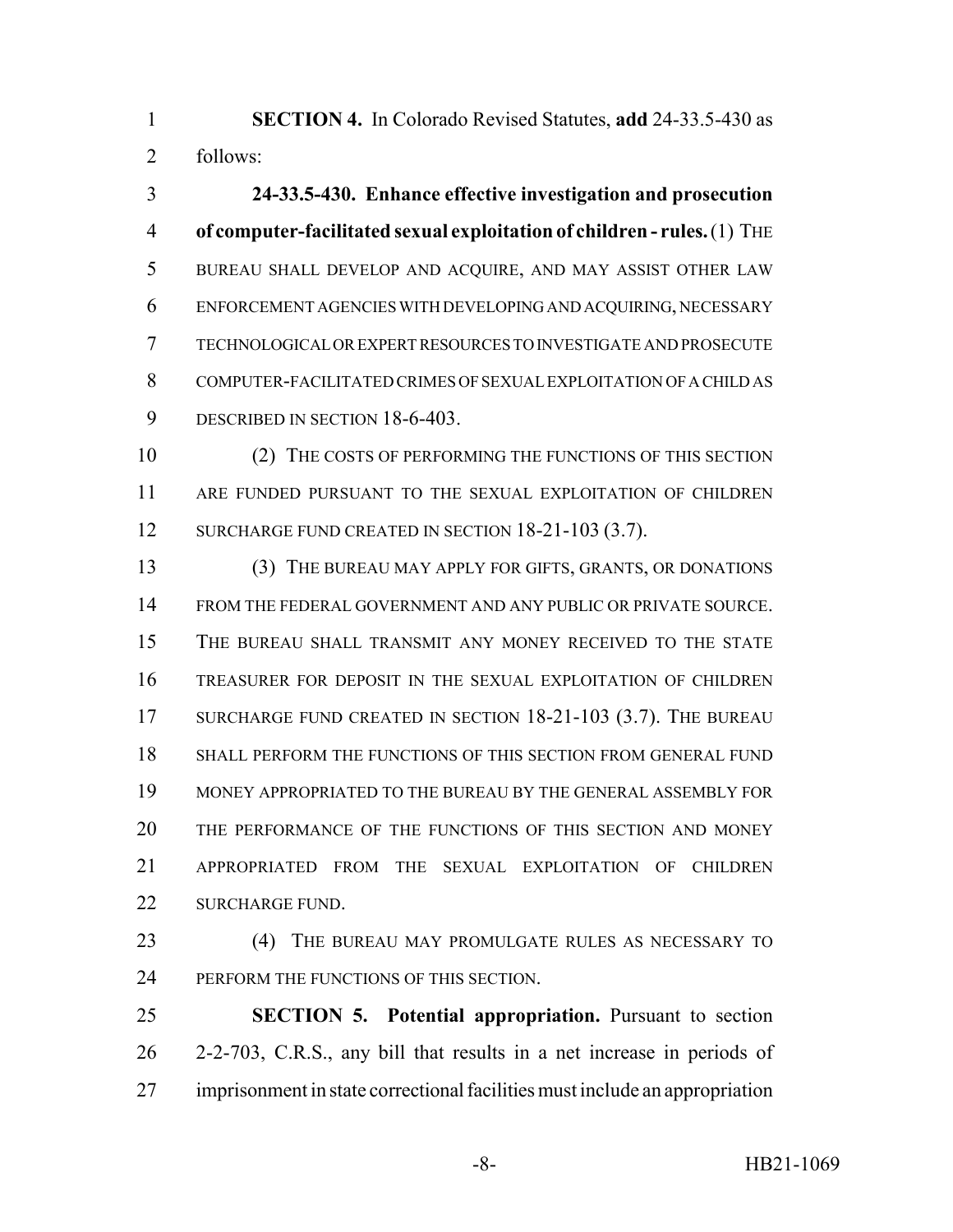**SECTION 4.** In Colorado Revised Statutes, **add** 24-33.5-430 as follows:

**24-33.5-430. Enhance effective investigation and prosecution of computer-facilitated sexual exploitation of children - rules.** (1) THE BUREAU SHALL DEVELOP AND ACQUIRE, AND MAY ASSIST OTHER LAW ENFORCEMENT AGENCIES WITH DEVELOPING AND ACQUIRING, NECESSARY TECHNOLOGICAL OR EXPERT RESOURCES TO INVESTIGATE AND PROSECUTE COMPUTER-FACILITATED CRIMES OF SEXUAL EXPLOITATION OF A CHILD AS DESCRIBED IN SECTION 18-6-403.

(2) THE COSTS OF PERFORMING THE FUNCTIONS OF THIS SECTION ARE FUNDED PURSUANT TO THE SEXUAL EXPLOITATION OF CHILDREN SURCHARGE FUND CREATED IN SECTION 18-21-103 (3.7).

(3) THE BUREAU MAY APPLY FOR GIFTS, GRANTS, OR DONATIONS FROM THE FEDERAL GOVERNMENT AND ANY PUBLIC OR PRIVATE SOURCE. THE BUREAU SHALL TRANSMIT ANY MONEY RECEIVED TO THE STATE TREASURER FOR DEPOSIT IN THE SEXUAL EXPLOITATION OF CHILDREN SURCHARGE FUND CREATED IN SECTION 18-21-103 (3.7). THE BUREAU SHALL PERFORM THE FUNCTIONS OF THIS SECTION FROM GENERAL FUND MONEY APPROPRIATED TO THE BUREAU BY THE GENERAL ASSEMBLY FOR THE PERFORMANCE OF THE FUNCTIONS OF THIS SECTION AND MONEY APPROPRIATED FROM THE SEXUAL EXPLOITATION OF CHILDREN SURCHARGE FUND.

(4) THE BUREAU MAY PROMULGATE RULES AS NECESSARY TO PERFORM THE FUNCTIONS OF THIS SECTION.

**SECTION 5. Potential appropriation.** Pursuant to section 2-2-703, C.R.S., any bill that results in a net increase in periods of imprisonment in state correctional facilities must include an appropriation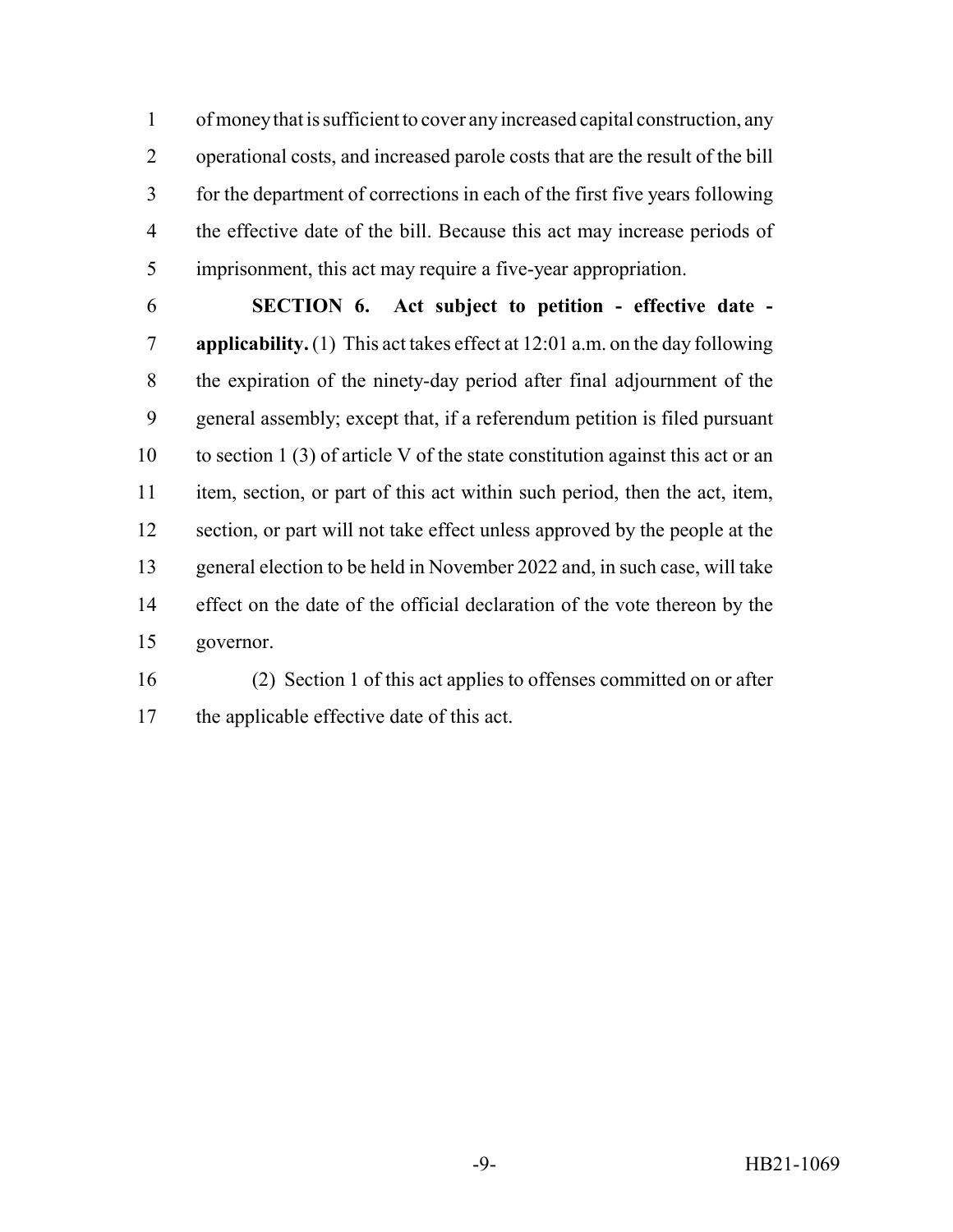of money that is sufficient to cover any increased capital construction, any operational costs, and increased parole costs that are the result of the bill for the department of corrections in each of the first five years following the effective date of the bill. Because this act may increase periods of imprisonment, this act may require a five-year appropriation.

**SECTION 6. Act subject to petition - effective date - applicability.** (1) This act takes effect at 12:01 a.m. on the day following the expiration of the ninety-day period after final adjournment of the general assembly; except that, if a referendum petition is filed pursuant to section 1 (3) of article V of the state constitution against this act or an item, section, or part of this act within such period, then the act, item, section, or part will not take effect unless approved by the people at the general election to be held in November 2022 and, in such case, will take effect on the date of the official declaration of the vote thereon by the governor.

(2) Section 1 of this act applies to offenses committed on or after the applicable effective date of this act.